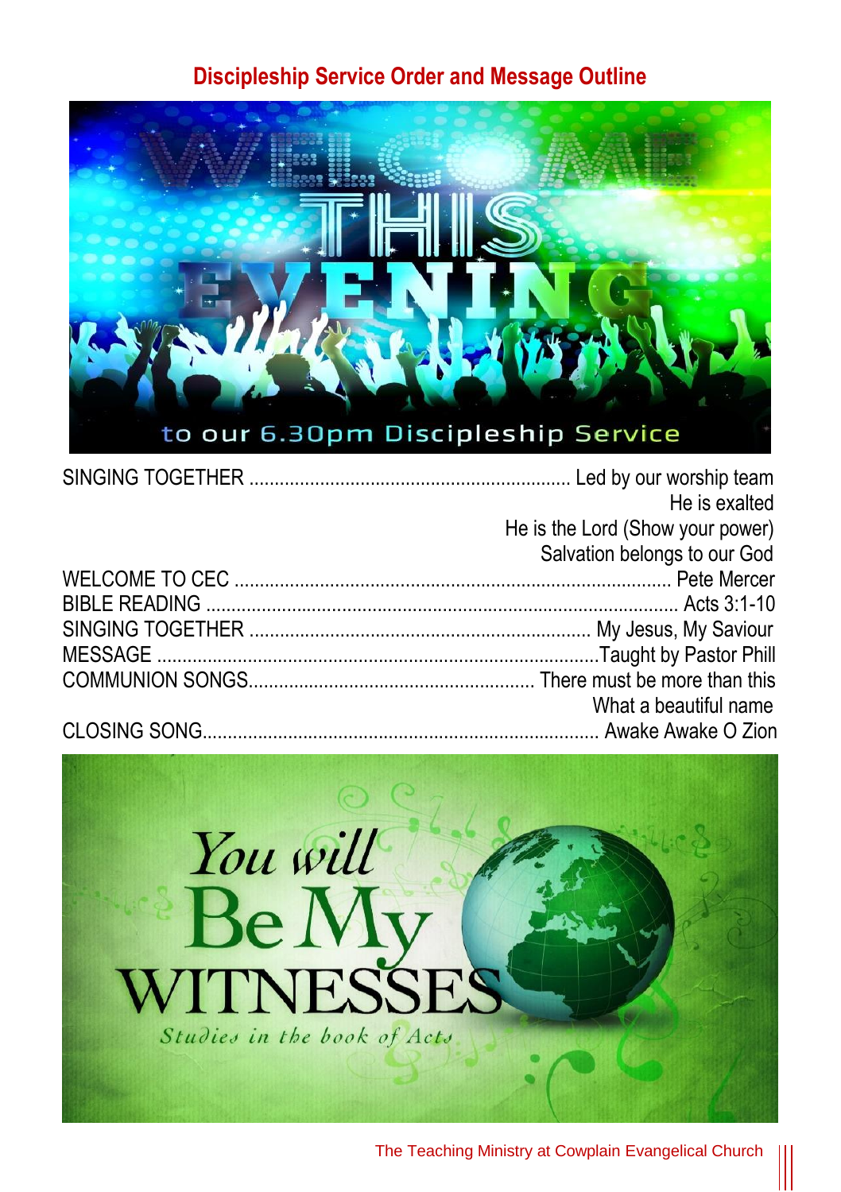## Discipleship Service Order and Message Outline

| | |
|---|---|
| SINGING TOGETHER | Led by our worship team |
| | He is exalted |
| | He is the Lord (Show your power) |
| | Salvation belongs to our God |
| WELCOME TO CEC | Pete Mercer |
| BIBLE READING | Acts 3:1-10 |
| SINGING TOGETHER | My Jesus, My Saviour |
| MESSAGE | Taught by Pastor Phill |
| COMMUNION SONGS | There must be more than this |
| | What a beautiful name |
| CLOSING SONG | Awake Awake O Zion |

The Teaching Ministry at Cowplain Evangelical Church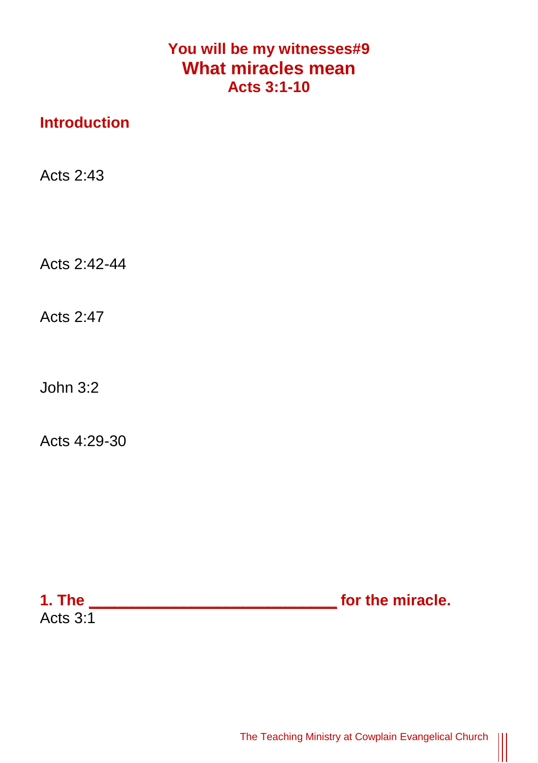# You will be my witnesses#9
# What miracles mean
### Acts 3:1-10

## Introduction

Acts 2:43

Acts 2:42-44

Acts 2:47

John 3:2

Acts 4:29-30

**1. The ___________________________ for the miracle.**

Acts 3:1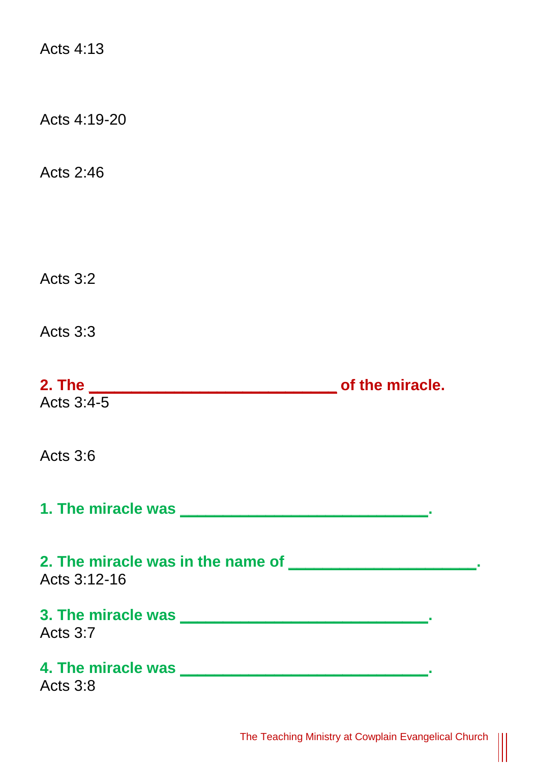Acts 4:13

Acts 4:19-20

Acts 2:46

Acts 3:2

Acts 3:3

**2. The \_\_\_\_\_\_\_\_\_\_\_\_\_\_\_\_\_\_\_\_\_\_\_\_\_\_\_\_ of the miracle.**

Acts 3:4-5

Acts 3:6

**1. The miracle was \_\_\_\_\_\_\_\_\_\_\_\_\_\_\_\_\_\_\_\_\_\_\_\_\_\_\_\_.**

**2. The miracle was in the name of \_\_\_\_\_\_\_\_\_\_\_\_\_\_\_\_\_\_\_\_\_.**

Acts 3:12-16

**3. The miracle was \_\_\_\_\_\_\_\_\_\_\_\_\_\_\_\_\_\_\_\_\_\_\_\_\_\_\_\_.**

Acts 3:7

**4. The miracle was \_\_\_\_\_\_\_\_\_\_\_\_\_\_\_\_\_\_\_\_\_\_\_\_\_\_\_\_.**

Acts 3:8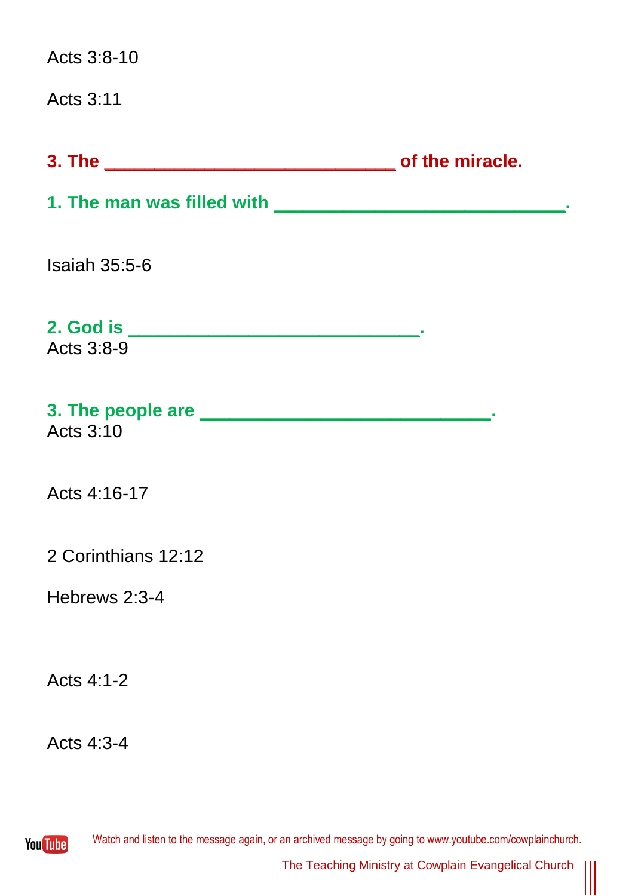Acts 3:8-10

Acts 3:11

**3. The ____________________________ of the miracle.**

**1. The man was filled with ____________________________.**

Isaiah 35:5-6

**2. God is ____________________________.**
Acts 3:8-9

**3. The people are ____________________________.**
Acts 3:10

Acts 4:16-17

2 Corinthians 12:12

Hebrews 2:3-4

Acts 4:1-2

Acts 4:3-4

Watch and listen to the message again, or an archived message by going to www.youtube.com/cowplainchurch.